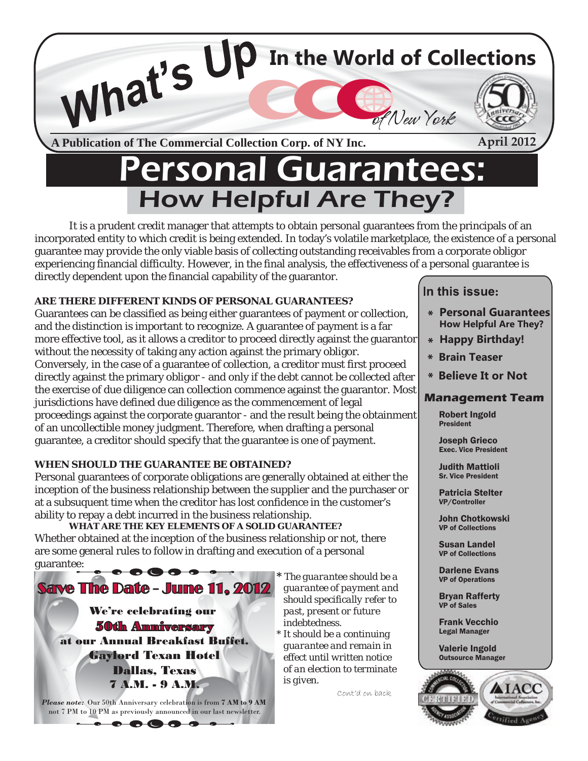# What's Up In the World of Collections

of New York

**A Publication of The Commercial Collection Corp. of NY Inc.** **April 2012**

# Personal Guarantees:

## How Helpful Are They?

It is a prudent credit manager that attempts to obtain personal guarantees from the principals of an incorporated entity to which credit is being extended. In today's volatile marketplace, the existence of a personal guarantee may provide the only viable basis of collecting outstanding receivables from a corporate obligor experiencing financial difficulty. However, in the final analysis, the effectiveness of a personal guarantee is directly dependent upon the financial capability of the guarantor.

**ARE THERE DIFFERENT KINDS OF PERSONAL GUARANTEES?**

Guarantees can be classified as being either guarantees of payment or collection, and the distinction is important to recognize. A guarantee of payment is a far more effective tool, as it allows a creditor to proceed directly against the guarantor without the necessity of taking any action against the primary obligor. Conversely, in the case of a guarantee of collection, a creditor must first proceed directly against the primary obligor - and only if the debt cannot be collected after the exercise of due diligence can collection commence against the guarantor. Most jurisdictions have defined due diligence as the commencement of legal proceedings against the corporate guarantor - and the result being the obtainment of an uncollectible money judgment. Therefore, when drafting a personal guarantee, a creditor should specify that the guarantee is one of payment.

**WHEN SHOULD THE GUARANTEE BE OBTAINED?**

Personal guarantees of corporate obligations are generally obtained at either the inception of the business relationship between the supplier and the purchaser or at a subsuquent time when the creditor has lost confidence in the customer's ability to repay a debt incurred in the business relationship.

**WHAT ARE THE KEY ELEMENTS OF A SOLID GUARANTEE?**

Whether obtained at the inception of the business relationship or not, there are some general rules to follow in drafting and execution of a personal guarantee:

* *The guarantee should be a guarantee of payment and should specifically refer to past, present or future indebtedness.*
* *It should be a continuing guarantee and remain in effect until written notice of an election to terminate is given.*

Cont'd on back

---

**Save The Date – June 11, 2012**

We're celebrating our **50th Anniversary** at our Annual Breakfast Buffet.
Gaylord Texan Hotel
Dallas, Texas
7 A.M. - 9 A.M.

***Please note:*** Our 50th Anniversary celebration is from **7 AM to 9 AM** not 7 PM to 10 PM as previously announced in our last newsletter.

---

**In this issue:**

* **Personal Guarantees** How Helpful Are They?
* **Happy Birthday!**
* **Brain Teaser**
* **Believe It or Not**

**Management Team**

**Robert Ingold**
President

**Joseph Grieco**
Exec. Vice President

**Judith Mattioli**
Sr. Vice President

**Patricia Stelter**
VP/Controller

**John Chotkowski**
VP of Collections

**Susan Landel**
VP of Collections

**Darlene Evans**
VP of Operations

**Bryan Rafferty**
VP of Sales

**Frank Vecchio**
Legal Manager

**Valerie Ingold**
Outsource Manager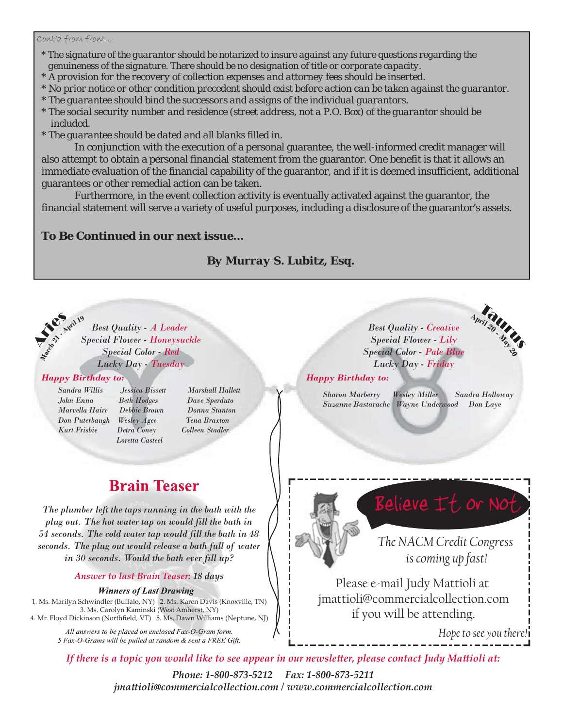Cont'd from front...

- *The signature of the guarantor should be notarized to insure against any future questions regarding the genuineness of the signature. There should be no designation of title or corporate capacity.*
- *A provision for the recovery of collection expenses and attorney fees should be inserted.*
- *No prior notice or other condition precedent should exist before action can be taken against the guarantor.*
- *The guarantee should bind the successors and assigns of the individual guarantors.*
- *The social security number and residence (street address, not a P.O. Box) of the guarantor should be included.*
- *The guarantee should be dated and all blanks filled in.*

In conjunction with the execution of a personal guarantee, the well-informed credit manager will also attempt to obtain a personal financial statement from the guarantor. One benefit is that it allows an immediate evaluation of the financial capability of the guarantor, and if it is deemed insufficient, additional guarantees or other remedial action can be taken.

Furthermore, in the event collection activity is eventually activated against the guarantor, the financial statement will serve a variety of useful purposes, including a disclosure of the guarantor's assets.

**To Be Continued in our next issue...**

**By Murray S. Lubitz, Esq.**

## Aries

March 21 - April 19

*Best Quality - A Leader*
*Special Flower - Honeysuckle*
*Special Color - Red*
*Lucky Day - Tuesday*

***Happy Birthday to:***

*Sandra Willis, John Enna, Marvella Haire, Don Puterbaugh, Kurt Frisbie, Jessica Bissett, Beth Hodges, Debbie Brown, Wesley Agee, Detra Coney, Loretta Casteel, Marshall Hallett, Dave Sperduto, Donna Stanton, Tena Braxton, Colleen Stadler*

## Taurus

April 20 - May 20

*Best Quality - Creative*
*Special Flower - Lily*
*Special Color - Pale Blue*
*Lucky Day - Friday*

***Happy Birthday to:***

*Sharon Marberry, Suzanne Bastarache, Wesley Miller, Wayne Underwood, Sandra Holloway, Don Laye*

## Brain Teaser

*The plumber left the taps running in the bath with the plug out. The hot water tap on would fill the bath in 54 seconds. The cold water tap would fill the bath in 48 seconds. The plug out would release a bath full of water in 30 seconds. Would the bath ever fill up?*

*Answer to last Brain Teaser:* *18 days*

***Winners of Last Drawing***

1. Ms. Marilyn Schwindler (Buffalo, NY) 2. Ms. Karen Davis (Knoxville, TN) 3. Ms. Carolyn Kaminski (West Amherst, NY) 4. Mr. Floyd Dickinson (Northfield, VT) 5. Ms. Dawn Williams (Neptune, NJ)

*All answers to be placed on enclosed Fax-O-Gram form.*
*5 Fax-O-Grams will be pulled at random & sent a FREE Gift.*

## Believe It or Not

*The NACM Credit Congress is coming up fast!*

Please e-mail Judy Mattioli at jmattioli@commercialcollection.com if you will be attending.

*Hope to see you there!*

*If there is a topic you would like to see appear in our newsletter, please contact Judy Mattioli at:*

***Phone: 1-800-873-5212 Fax: 1-800-873-5211***
***jmattioli@commercialcollection.com / www.commercialcollection.com***